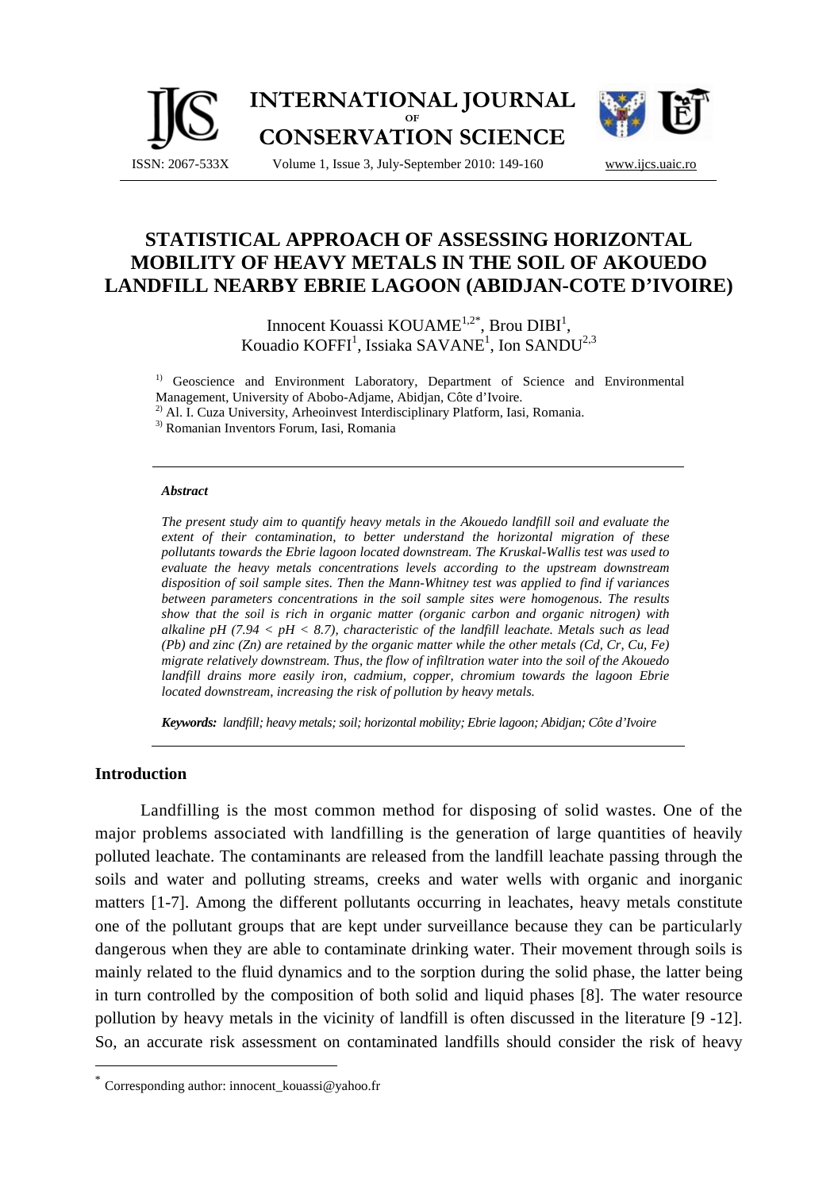# STATISTICAL APPROACH OF ASSESSING HORIZONTAL MOBILITY OF HEAVY METALS IN THE SOIL OF AKOUEDO LANDFILL NEARBY EBRIE LAGOON (ABIDJAN-COTE D'IVOIRE)

Innocent Kouassi KOUAME[1,2*], Brou DIBI[1], Kouadio KOFFI[1], Issiaka SAVANE[1], Ion SANDU[2,3]

[1] Geoscience and Environment Laboratory, Department of Science and Environmental Management, University of Abobo-Adjame, Abidjan, Côte d'Ivoire.
[2] Al. I. Cuza University, Arheoinvest Interdisciplinary Platform, Iasi, Romania.
[3] Romanian Inventors Forum, Iasi, Romania

### Abstract

*The present study aim to quantify heavy metals in the Akouedo landfill soil and evaluate the extent of their contamination, to better understand the horizontal migration of these pollutants towards the Ebrie lagoon located downstream. The Kruskal-Wallis test was used to evaluate the heavy metals concentrations levels according to the upstream downstream disposition of soil sample sites. Then the Mann-Whitney test was applied to find if variances between parameters concentrations in the soil sample sites were homogenous. The results show that the soil is rich in organic matter (organic carbon and organic nitrogen) with alkaline pH ($7.94 < pH < 8.7$), characteristic of the landfill leachate. Metals such as lead (Pb) and zinc (Zn) are retained by the organic matter while the other metals (Cd, Cr, Cu, Fe) migrate relatively downstream. Thus, the flow of infiltration water into the soil of the Akouedo landfill drains more easily iron, cadmium, copper, chromium towards the lagoon Ebrie located downstream, increasing the risk of pollution by heavy metals.*

***Keywords:*** *landfill; heavy metals; soil; horizontal mobility; Ebrie lagoon; Abidjan; Côte d'Ivoire*

## Introduction

Landfilling is the most common method for disposing of solid wastes. One of the major problems associated with landfilling is the generation of large quantities of heavily polluted leachate. The contaminants are released from the landfill leachate passing through the soils and water and polluting streams, creeks and water wells with organic and inorganic matters [1-7]. Among the different pollutants occurring in leachates, heavy metals constitute one of the pollutant groups that are kept under surveillance because they can be particularly dangerous when they are able to contaminate drinking water. Their movement through soils is mainly related to the fluid dynamics and to the sorption during the solid phase, the latter being in turn controlled by the composition of both solid and liquid phases [8]. The water resource pollution by heavy metals in the vicinity of landfill is often discussed in the literature [9 -12]. So, an accurate risk assessment on contaminated landfills should consider the risk of heavy

* Corresponding author: innocent_kouassi@yahoo.fr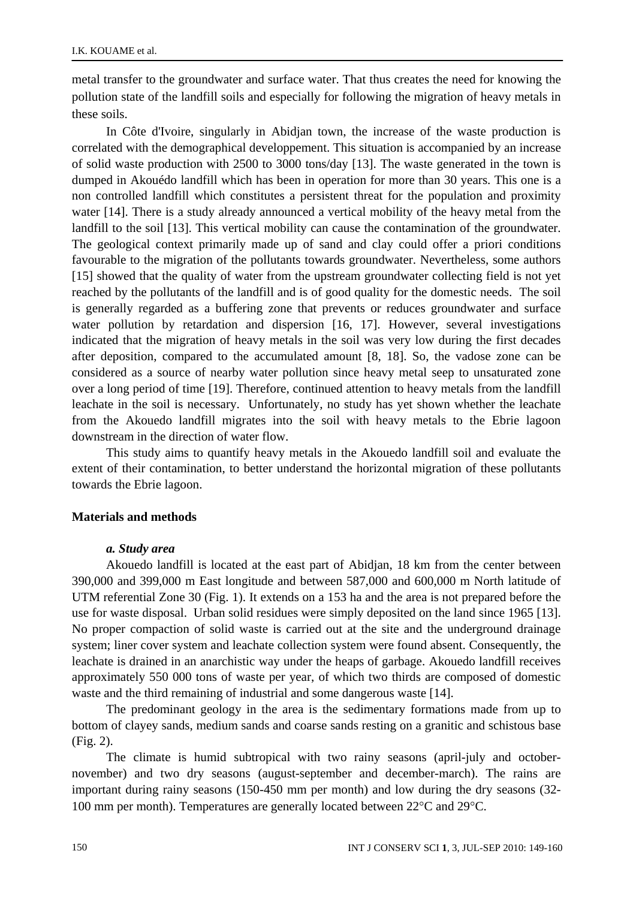metal transfer to the groundwater and surface water. That thus creates the need for knowing the pollution state of the landfill soils and especially for following the migration of heavy metals in these soils.

In Côte d'Ivoire, singularly in Abidjan town, the increase of the waste production is correlated with the demographical developpement. This situation is accompanied by an increase of solid waste production with 2500 to 3000 tons/day [13]. The waste generated in the town is dumped in Akouédo landfill which has been in operation for more than 30 years. This one is a non controlled landfill which constitutes a persistent threat for the population and proximity water [14]. There is a study already announced a vertical mobility of the heavy metal from the landfill to the soil [13]. This vertical mobility can cause the contamination of the groundwater. The geological context primarily made up of sand and clay could offer a priori conditions favourable to the migration of the pollutants towards groundwater. Nevertheless, some authors [15] showed that the quality of water from the upstream groundwater collecting field is not yet reached by the pollutants of the landfill and is of good quality for the domestic needs. The soil is generally regarded as a buffering zone that prevents or reduces groundwater and surface water pollution by retardation and dispersion [16, 17]. However, several investigations indicated that the migration of heavy metals in the soil was very low during the first decades after deposition, compared to the accumulated amount [8, 18]. So, the vadose zone can be considered as a source of nearby water pollution since heavy metal seep to unsaturated zone over a long period of time [19]. Therefore, continued attention to heavy metals from the landfill leachate in the soil is necessary. Unfortunately, no study has yet shown whether the leachate from the Akouedo landfill migrates into the soil with heavy metals to the Ebrie lagoon downstream in the direction of water flow.

This study aims to quantify heavy metals in the Akouedo landfill soil and evaluate the extent of their contamination, to better understand the horizontal migration of these pollutants towards the Ebrie lagoon.

## Materials and methods

### *a. Study area*

Akouedo landfill is located at the east part of Abidjan, 18 km from the center between 390,000 and 399,000 m East longitude and between 587,000 and 600,000 m North latitude of UTM referential Zone 30 (Fig. 1). It extends on a 153 ha and the area is not prepared before the use for waste disposal. Urban solid residues were simply deposited on the land since 1965 [13]. No proper compaction of solid waste is carried out at the site and the underground drainage system; liner cover system and leachate collection system were found absent. Consequently, the leachate is drained in an anarchistic way under the heaps of garbage. Akouedo landfill receives approximately 550 000 tons of waste per year, of which two thirds are composed of domestic waste and the third remaining of industrial and some dangerous waste [14].

The predominant geology in the area is the sedimentary formations made from up to bottom of clayey sands, medium sands and coarse sands resting on a granitic and schistous base (Fig. 2).

The climate is humid subtropical with two rainy seasons (april-july and october-november) and two dry seasons (august-september and december-march). The rains are important during rainy seasons (150-450 mm per month) and low during the dry seasons (32-100 mm per month). Temperatures are generally located between 22°C and 29°C.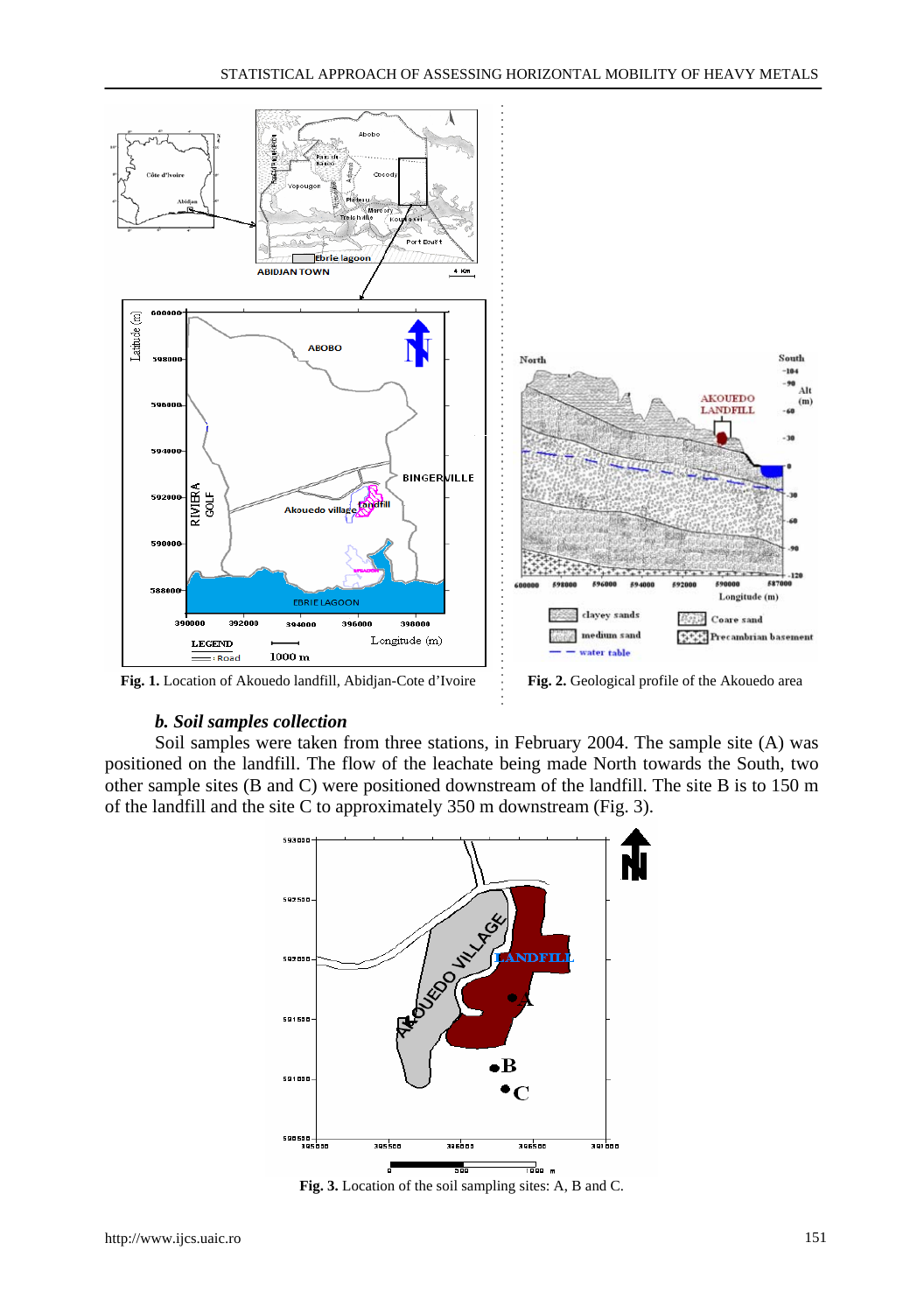Fig. 1. Location of Akouedo landfill, Abidjan-Cote d'Ivoire

Fig. 2. Geological profile of the Akouedo area

### *b. Soil samples collection*

Soil samples were taken from three stations, in February 2004. The sample site (A) was positioned on the landfill. The flow of the leachate being made North towards the South, two other sample sites (B and C) were positioned downstream of the landfill. The site B is to 150 m of the landfill and the site C to approximately 350 m downstream (Fig. 3).

**Fig. 3.** Location of the soil sampling sites: A, B and C.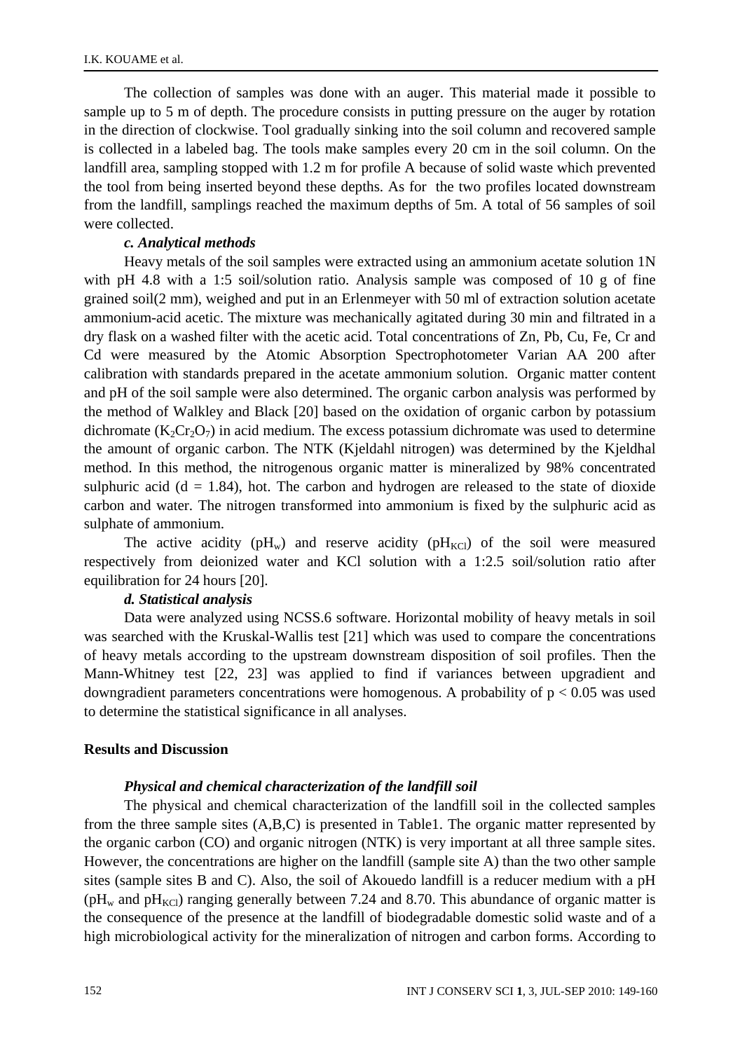The collection of samples was done with an auger. This material made it possible to sample up to 5 m of depth. The procedure consists in putting pressure on the auger by rotation in the direction of clockwise. Tool gradually sinking into the soil column and recovered sample is collected in a labeled bag. The tools make samples every 20 cm in the soil column. On the landfill area, sampling stopped with 1.2 m for profile A because of solid waste which prevented the tool from being inserted beyond these depths. As for the two profiles located downstream from the landfill, samplings reached the maximum depths of 5m. A total of 56 samples of soil were collected.

***c. Analytical methods***

Heavy metals of the soil samples were extracted using an ammonium acetate solution 1N with pH 4.8 with a 1:5 soil/solution ratio. Analysis sample was composed of 10 g of fine grained soil(2 mm), weighed and put in an Erlenmeyer with 50 ml of extraction solution acetate ammonium-acid acetic. The mixture was mechanically agitated during 30 min and filtrated in a dry flask on a washed filter with the acetic acid. Total concentrations of Zn, Pb, Cu, Fe, Cr and Cd were measured by the Atomic Absorption Spectrophotometer Varian AA 200 after calibration with standards prepared in the acetate ammonium solution. Organic matter content and pH of the soil sample were also determined. The organic carbon analysis was performed by the method of Walkley and Black [20] based on the oxidation of organic carbon by potassium dichromate ($K_2Cr_2O_7$) in acid medium. The excess potassium dichromate was used to determine the amount of organic carbon. The NTK (Kjeldahl nitrogen) was determined by the Kjeldhal method. In this method, the nitrogenous organic matter is mineralized by 98% concentrated sulphuric acid ($d = 1.84$), hot. The carbon and hydrogen are released to the state of dioxide carbon and water. The nitrogen transformed into ammonium is fixed by the sulphuric acid as sulphate of ammonium.

The active acidity ($pH_w$) and reserve acidity ($pH_{KCl}$) of the soil were measured respectively from deionized water and KCl solution with a 1:2.5 soil/solution ratio after equilibration for 24 hours [20].

***d. Statistical analysis***

Data were analyzed using NCSS.6 software. Horizontal mobility of heavy metals in soil was searched with the Kruskal-Wallis test [21] which was used to compare the concentrations of heavy metals according to the upstream downstream disposition of soil profiles. Then the Mann-Whitney test [22, 23] was applied to find if variances between upgradient and downgradient parameters concentrations were homogenous. A probability of $p < 0.05$ was used to determine the statistical significance in all analyses.

## Results and Discussion

***Physical and chemical characterization of the landfill soil***

The physical and chemical characterization of the landfill soil in the collected samples from the three sample sites (A,B,C) is presented in Table1. The organic matter represented by the organic carbon (CO) and organic nitrogen (NTK) is very important at all three sample sites. However, the concentrations are higher on the landfill (sample site A) than the two other sample sites (sample sites B and C). Also, the soil of Akouedo landfill is a reducer medium with a pH ($pH_w$ and $pH_{KCl}$) ranging generally between 7.24 and 8.70. This abundance of organic matter is the consequence of the presence at the landfill of biodegradable domestic solid waste and of a high microbiological activity for the mineralization of nitrogen and carbon forms. According to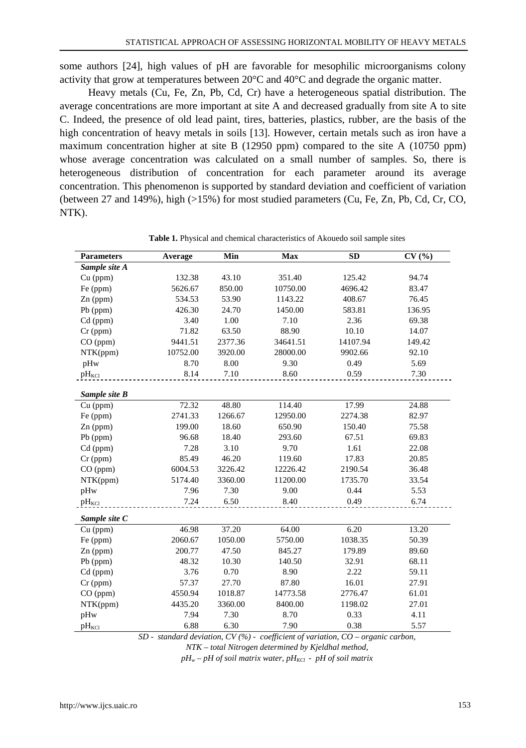some authors [24], high values of pH are favorable for mesophilic microorganisms colony activity that grow at temperatures between 20°C and 40°C and degrade the organic matter.

Heavy metals (Cu, Fe, Zn, Pb, Cd, Cr) have a heterogeneous spatial distribution. The average concentrations are more important at site A and decreased gradually from site A to site C. Indeed, the presence of old lead paint, tires, batteries, plastics, rubber, are the basis of the high concentration of heavy metals in soils [13]. However, certain metals such as iron have a maximum concentration higher at site B (12950 ppm) compared to the site A (10750 ppm) whose average concentration was calculated on a small number of samples. So, there is heterogeneous distribution of concentration for each parameter around its average concentration. This phenomenon is supported by standard deviation and coefficient of variation (between 27 and 149%), high (>15%) for most studied parameters (Cu, Fe, Zn, Pb, Cd, Cr, CO, NTK).

**Table 1.** Physical and chemical characteristics of Akouedo soil sample sites

| Parameters | Average | Min | Max | SD | CV (%) |
|---|---|---|---|---|---|
| ***Sample site A*** | | | | | |
| Cu (ppm) | 132.38 | 43.10 | 351.40 | 125.42 | 94.74 |
| Fe (ppm) | 5626.67 | 850.00 | 10750.00 | 4696.42 | 83.47 |
| Zn (ppm) | 534.53 | 53.90 | 1143.22 | 408.67 | 76.45 |
| Pb (ppm) | 426.30 | 24.70 | 1450.00 | 583.81 | 136.95 |
| Cd (ppm) | 3.40 | 1.00 | 7.10 | 2.36 | 69.38 |
| Cr (ppm) | 71.82 | 63.50 | 88.90 | 10.10 | 14.07 |
| CO (ppm) | 9441.51 | 2377.36 | 34641.51 | 14107.94 | 149.42 |
| NTK(ppm) | 10752.00 | 3920.00 | 28000.00 | 9902.66 | 92.10 |
| pHw | 8.70 | 8.00 | 9.30 | 0.49 | 5.69 |
| $pH_{KCl}$ | 8.14 | 7.10 | 8.60 | 0.59 | 7.30 |
| ***Sample site B*** | | | | | |
| Cu (ppm) | 72.32 | 48.80 | 114.40 | 17.99 | 24.88 |
| Fe (ppm) | 2741.33 | 1266.67 | 12950.00 | 2274.38 | 82.97 |
| Zn (ppm) | 199.00 | 18.60 | 650.90 | 150.40 | 75.58 |
| Pb (ppm) | 96.68 | 18.40 | 293.60 | 67.51 | 69.83 |
| Cd (ppm) | 7.28 | 3.10 | 9.70 | 1.61 | 22.08 |
| Cr (ppm) | 85.49 | 46.20 | 119.60 | 17.83 | 20.85 |
| CO (ppm) | 6004.53 | 3226.42 | 12226.42 | 2190.54 | 36.48 |
| NTK(ppm) | 5174.40 | 3360.00 | 11200.00 | 1735.70 | 33.54 |
| pHw | 7.96 | 7.30 | 9.00 | 0.44 | 5.53 |
| $pH_{KCl}$ | 7.24 | 6.50 | 8.40 | 0.49 | 6.74 |
| ***Sample site C*** | | | | | |
| Cu (ppm) | 46.98 | 37.20 | 64.00 | 6.20 | 13.20 |
| Fe (ppm) | 2060.67 | 1050.00 | 5750.00 | 1038.35 | 50.39 |
| Zn (ppm) | 200.77 | 47.50 | 845.27 | 179.89 | 89.60 |
| Pb (ppm) | 48.32 | 10.30 | 140.50 | 32.91 | 68.11 |
| Cd (ppm) | 3.76 | 0.70 | 8.90 | 2.22 | 59.11 |
| Cr (ppm) | 57.37 | 27.70 | 87.80 | 16.01 | 27.91 |
| CO (ppm) | 4550.94 | 1018.87 | 14773.58 | 2776.47 | 61.01 |
| NTK(ppm) | 4435.20 | 3360.00 | 8400.00 | 1198.02 | 27.01 |
| pHw | 7.94 | 7.30 | 8.70 | 0.33 | 4.11 |
| $pH_{KCl}$ | 6.88 | 6.30 | 7.90 | 0.38 | 5.57 |

*SD - standard deviation, CV (%) - coefficient of variation, CO – organic carbon,*
*NTK – total Nitrogen determined by Kjeldhal method,*
*$pH_w$ – pH of soil matrix water, $pH_{KCl}$ - pH of soil matrix*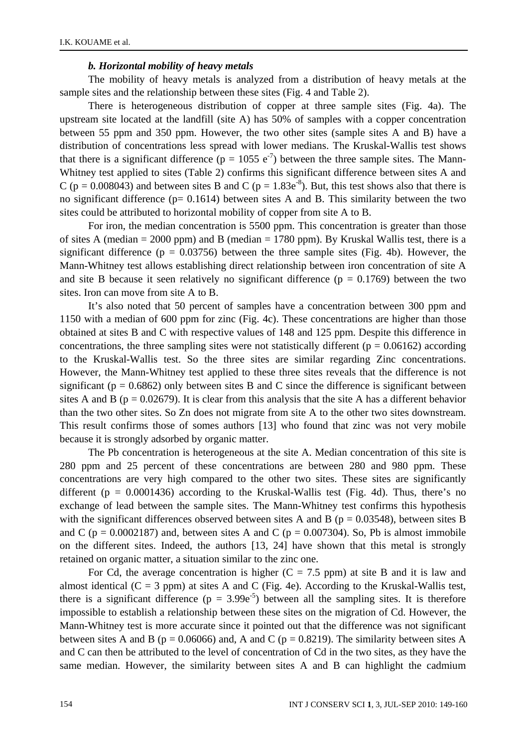### *b. Horizontal mobility of heavy metals*

The mobility of heavy metals is analyzed from a distribution of heavy metals at the sample sites and the relationship between these sites (Fig. 4 and Table 2).

There is heterogeneous distribution of copper at three sample sites (Fig. 4a). The upstream site located at the landfill (site A) has 50% of samples with a copper concentration between 55 ppm and 350 ppm. However, the two other sites (sample sites A and B) have a distribution of concentrations less spread with lower medians. The Kruskal-Wallis test shows that there is a significant difference ($p = 1055\ e^{-7}$) between the three sample sites. The Mann-Whitney test applied to sites (Table 2) confirms this significant difference between sites A and C ($p = 0.008043$) and between sites B and C ($p = 1.83e^{-8}$). But, this test shows also that there is no significant difference ($p= 0.1614$) between sites A and B. This similarity between the two sites could be attributed to horizontal mobility of copper from site A to B.

For iron, the median concentration is 5500 ppm. This concentration is greater than those of sites A (median = 2000 ppm) and B (median = 1780 ppm). By Kruskal Wallis test, there is a significant difference ($p = 0.03756$) between the three sample sites (Fig. 4b). However, the Mann-Whitney test allows establishing direct relationship between iron concentration of site A and site B because it seen relatively no significant difference ($p = 0.1769$) between the two sites. Iron can move from site A to B.

It's also noted that 50 percent of samples have a concentration between 300 ppm and 1150 with a median of 600 ppm for zinc (Fig. 4c). These concentrations are higher than those obtained at sites B and C with respective values of 148 and 125 ppm. Despite this difference in concentrations, the three sampling sites were not statistically different ($p = 0.06162$) according to the Kruskal-Wallis test. So the three sites are similar regarding Zinc concentrations. However, the Mann-Whitney test applied to these three sites reveals that the difference is not significant ($p = 0.6862$) only between sites B and C since the difference is significant between sites A and B ($p = 0.02679$). It is clear from this analysis that the site A has a different behavior than the two other sites. So Zn does not migrate from site A to the other two sites downstream. This result confirms those of somes authors [13] who found that zinc was not very mobile because it is strongly adsorbed by organic matter.

The Pb concentration is heterogeneous at the site A. Median concentration of this site is 280 ppm and 25 percent of these concentrations are between 280 and 980 ppm. These concentrations are very high compared to the other two sites. These sites are significantly different ($p = 0.0001436$) according to the Kruskal-Wallis test (Fig. 4d). Thus, there's no exchange of lead between the sample sites. The Mann-Whitney test confirms this hypothesis with the significant differences observed between sites A and B ($p = 0.03548$), between sites B and C ($p = 0.0002187$) and, between sites A and C ($p = 0.007304$). So, Pb is almost immobile on the different sites. Indeed, the authors [13, 24] have shown that this metal is strongly retained on organic matter, a situation similar to the zinc one.

For Cd, the average concentration is higher ($C = 7.5$ ppm) at site B and it is law and almost identical ($C = 3$ ppm) at sites A and C (Fig. 4e). According to the Kruskal-Wallis test, there is a significant difference ($p = 3.99e^{-5}$) between all the sampling sites. It is therefore impossible to establish a relationship between these sites on the migration of Cd. However, the Mann-Whitney test is more accurate since it pointed out that the difference was not significant between sites A and B ($p = 0.06066$) and, A and C ($p = 0.8219$). The similarity between sites A and C can then be attributed to the level of concentration of Cd in the two sites, as they have the same median. However, the similarity between sites A and B can highlight the cadmium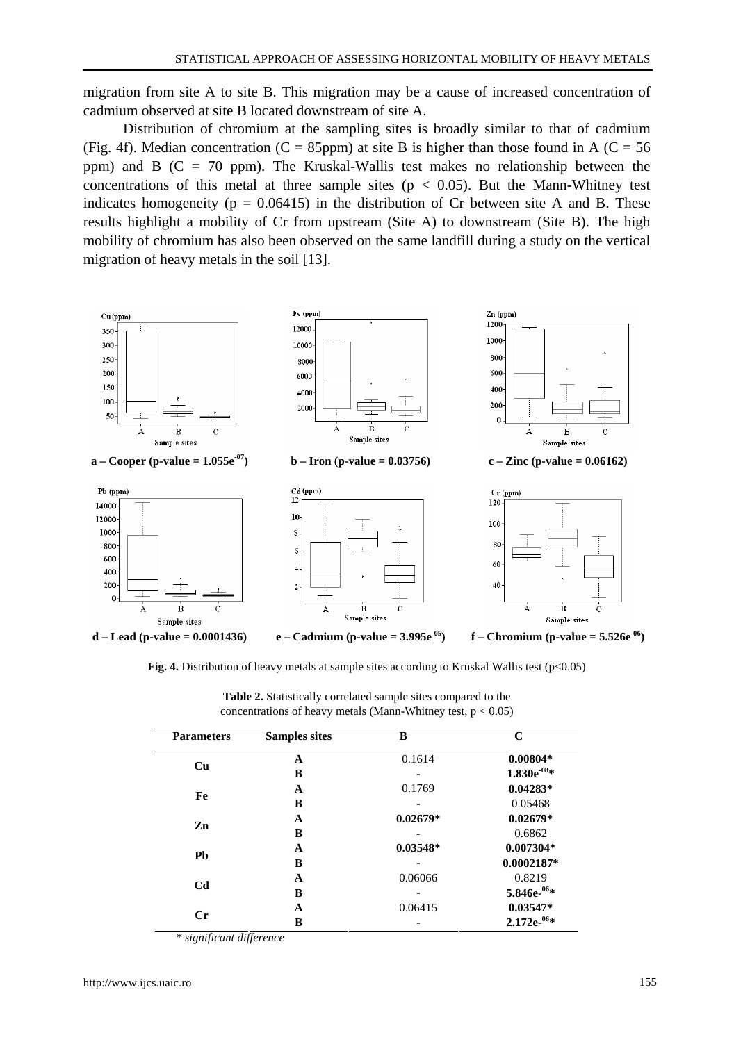migration from site A to site B. This migration may be a cause of increased concentration of cadmium observed at site B located downstream of site A.

Distribution of chromium at the sampling sites is broadly similar to that of cadmium (Fig. 4f). Median concentration (C = 85ppm) at site B is higher than those found in A (C = 56 ppm) and B (C = 70 ppm). The Kruskal-Wallis test makes no relationship between the concentrations of this metal at three sample sites ($p < 0.05$). But the Mann-Whitney test indicates homogeneity ($p = 0.06415$) in the distribution of Cr between site A and B. These results highlight a mobility of Cr from upstream (Site A) to downstream (Site B). The high mobility of chromium has also been observed on the same landfill during a study on the vertical migration of heavy metals in the soil [13].

**a – Cooper (p-value = $1.055e^{-07}$)** **b – Iron (p-value = 0.03756)** **c – Zinc (p-value = 0.06162)**

**d – Lead (p-value = 0.0001436)** **e – Cadmium (p-value = $3.995e^{-05}$)** **f – Chromium (p-value = $5.526e^{-06}$)**

**Fig. 4.** Distribution of heavy metals at sample sites according to Kruskal Wallis test ($p<0.05$)

**Table 2.** Statistically correlated sample sites compared to the concentrations of heavy metals (Mann-Whitney test, $p < 0.05$)

| Parameters | Samples sites | B | C |
|---|---|---|---|
| **Cu** | **A** | 0.1614 | **0.00804*** |
| | **B** | - | **$1.830e^{-08}$*** |
| **Fe** | **A** | 0.1769 | **0.04283*** |
| | **B** | - | 0.05468 |
| **Zn** | **A** | **0.02679*** | **0.02679*** |
| | **B** | - | 0.6862 |
| **Pb** | **A** | **0.03548*** | **0.007304*** |
| | **B** | - | **0.0002187*** |
| **Cd** | **A** | 0.06066 | 0.8219 |
| | **B** | - | **$5.846e^{-06}$*** |
| **Cr** | **A** | 0.06415 | **0.03547*** |
| | **B** | - | **$2.172e^{-06}$*** |

*\* significant difference*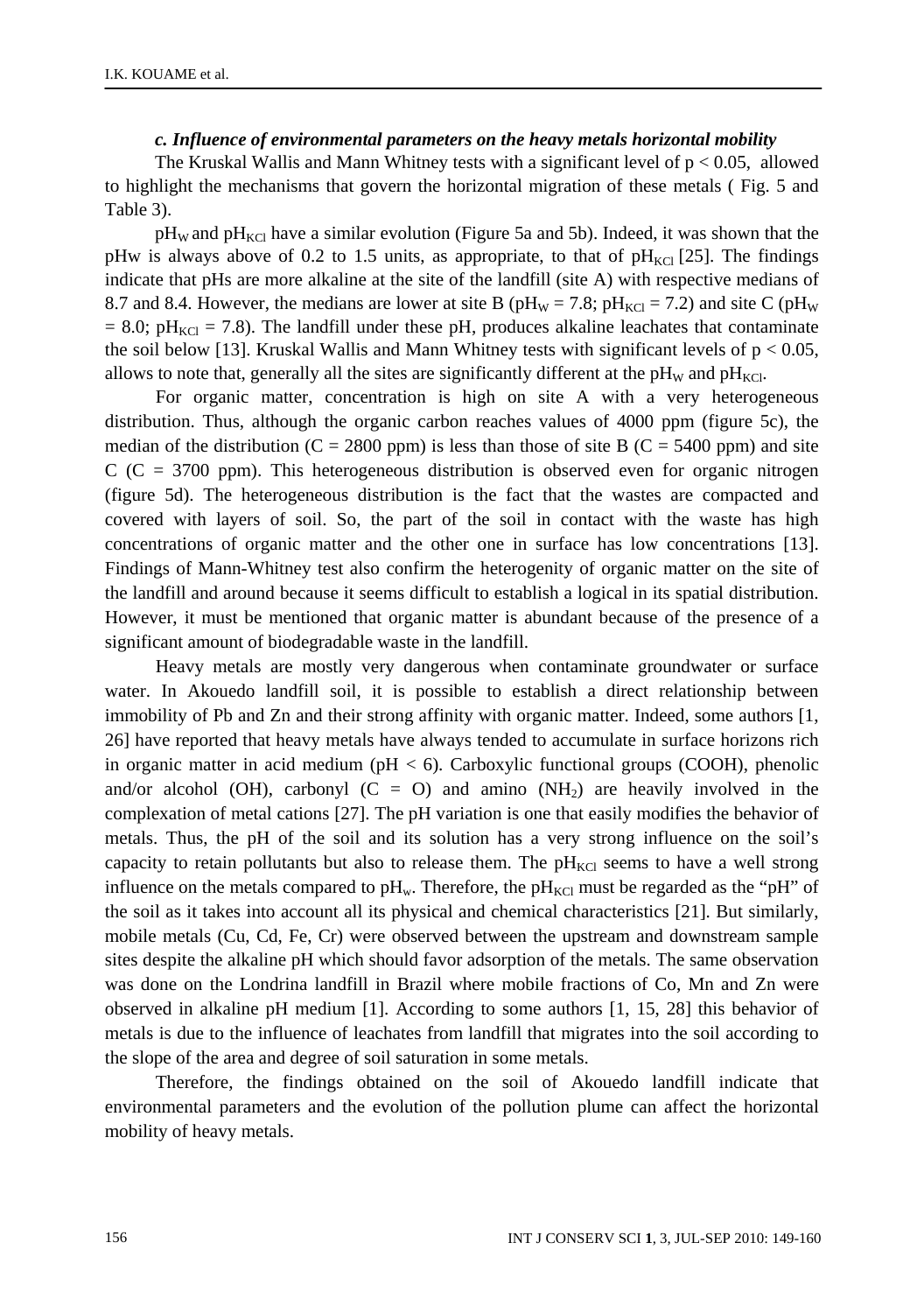### *c. Influence of environmental parameters on the heavy metals horizontal mobility*

The Kruskal Wallis and Mann Whitney tests with a significant level of $p < 0.05$, allowed to highlight the mechanisms that govern the horizontal migration of these metals ( Fig. 5 and Table 3).

$pH_W$ and $pH_{KCl}$ have a similar evolution (Figure 5a and 5b). Indeed, it was shown that the pHw is always above of 0.2 to 1.5 units, as appropriate, to that of $pH_{KCl}$ [25]. The findings indicate that pHs are more alkaline at the site of the landfill (site A) with respective medians of 8.7 and 8.4. However, the medians are lower at site B ($pH_W = 7.8$; $pH_{KCl} = 7.2$) and site C ($pH_W = 8.0$; $pH_{KCl} = 7.8$). The landfill under these pH, produces alkaline leachates that contaminate the soil below [13]. Kruskal Wallis and Mann Whitney tests with significant levels of $p < 0.05$, allows to note that, generally all the sites are significantly different at the $pH_W$ and $pH_{KCl}$.

For organic matter, concentration is high on site A with a very heterogeneous distribution. Thus, although the organic carbon reaches values of 4000 ppm (figure 5c), the median of the distribution (C = 2800 ppm) is less than those of site B (C = 5400 ppm) and site C (C = 3700 ppm). This heterogeneous distribution is observed even for organic nitrogen (figure 5d). The heterogeneous distribution is the fact that the wastes are compacted and covered with layers of soil. So, the part of the soil in contact with the waste has high concentrations of organic matter and the other one in surface has low concentrations [13]. Findings of Mann-Whitney test also confirm the heterogenity of organic matter on the site of the landfill and around because it seems difficult to establish a logical in its spatial distribution. However, it must be mentioned that organic matter is abundant because of the presence of a significant amount of biodegradable waste in the landfill.

Heavy metals are mostly very dangerous when contaminate groundwater or surface water. In Akouedo landfill soil, it is possible to establish a direct relationship between immobility of Pb and Zn and their strong affinity with organic matter. Indeed, some authors [1, 26] have reported that heavy metals have always tended to accumulate in surface horizons rich in organic matter in acid medium ($pH < 6$). Carboxylic functional groups (COOH), phenolic and/or alcohol (OH), carbonyl (C = O) and amino ($NH_2$) are heavily involved in the complexation of metal cations [27]. The pH variation is one that easily modifies the behavior of metals. Thus, the pH of the soil and its solution has a very strong influence on the soil's capacity to retain pollutants but also to release them. The $pH_{KCl}$ seems to have a well strong influence on the metals compared to $pH_w$. Therefore, the $pH_{KCl}$ must be regarded as the "pH" of the soil as it takes into account all its physical and chemical characteristics [21]. But similarly, mobile metals (Cu, Cd, Fe, Cr) were observed between the upstream and downstream sample sites despite the alkaline pH which should favor adsorption of the metals. The same observation was done on the Londrina landfill in Brazil where mobile fractions of Co, Mn and Zn were observed in alkaline pH medium [1]. According to some authors [1, 15, 28] this behavior of metals is due to the influence of leachates from landfill that migrates into the soil according to the slope of the area and degree of soil saturation in some metals.

Therefore, the findings obtained on the soil of Akouedo landfill indicate that environmental parameters and the evolution of the pollution plume can affect the horizontal mobility of heavy metals.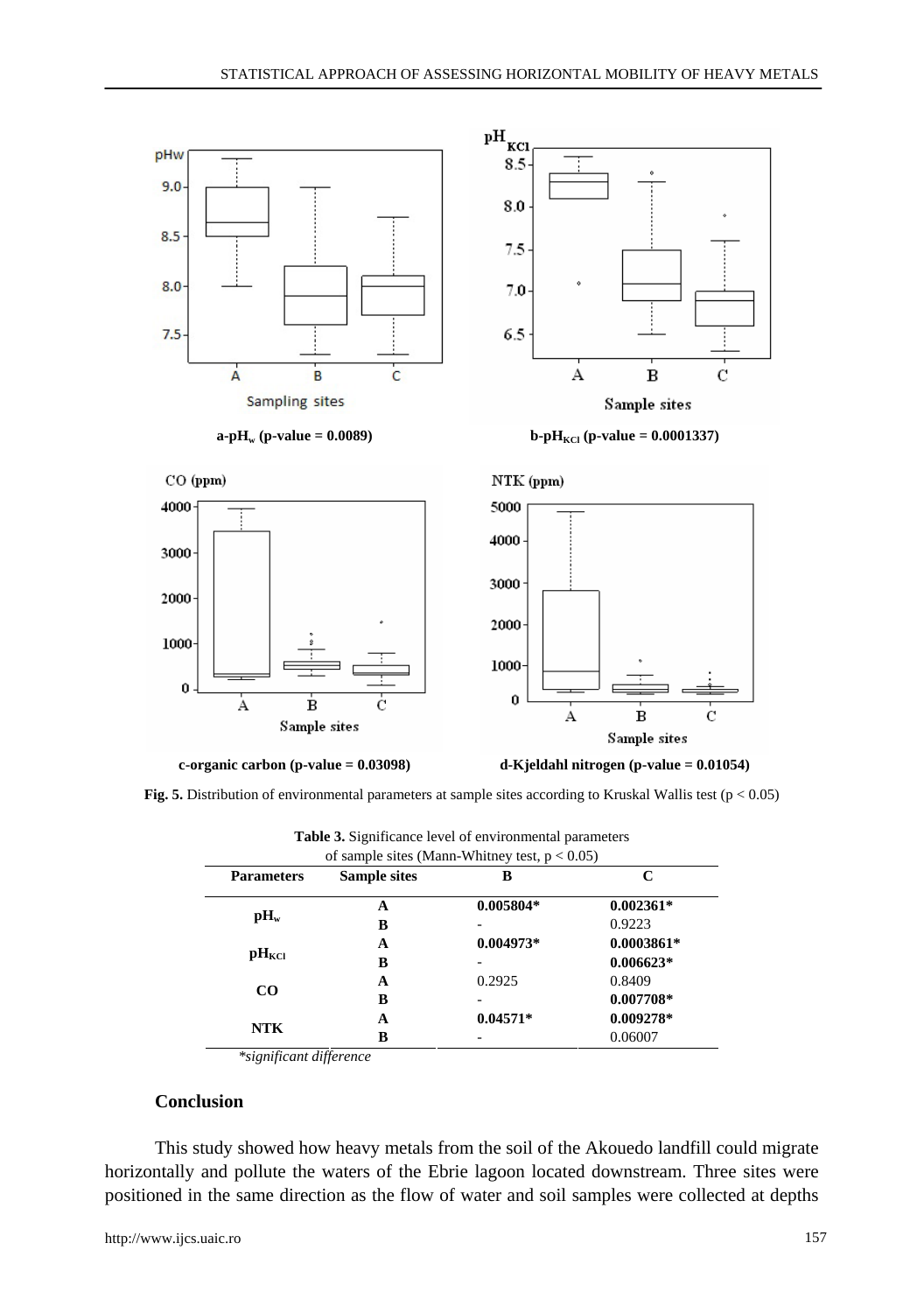a-$pH_w$ (p-value = 0.0089)

b-$pH_{KCl}$ (p-value = 0.0001337)

c-organic carbon (p-value = 0.03098)

d-Kjeldahl nitrogen (p-value = 0.01054)

**Fig. 5.** Distribution of environmental parameters at sample sites according to Kruskal Wallis test ($p < 0.05$)

**Table 3.** Significance level of environmental parameters of sample sites (Mann-Whitney test, $p < 0.05$)

| Parameters | Sample sites | B | C |
|---|---|---|---|
| $pH_w$ | A | **0.005804*** | **0.002361*** |
| | B | - | 0.9223 |
| $pH_{KCl}$ | A | **0.004973*** | **0.0003861*** |
| | B | - | **0.006623*** |
| CO | A | 0.2925 | 0.8409 |
| | B | - | **0.007708*** |
| NTK | A | **0.04571*** | **0.009278*** |
| | B | - | 0.06007 |

*\*significant difference*

## Conclusion

This study showed how heavy metals from the soil of the Akouedo landfill could migrate horizontally and pollute the waters of the Ebrie lagoon located downstream. Three sites were positioned in the same direction as the flow of water and soil samples were collected at depths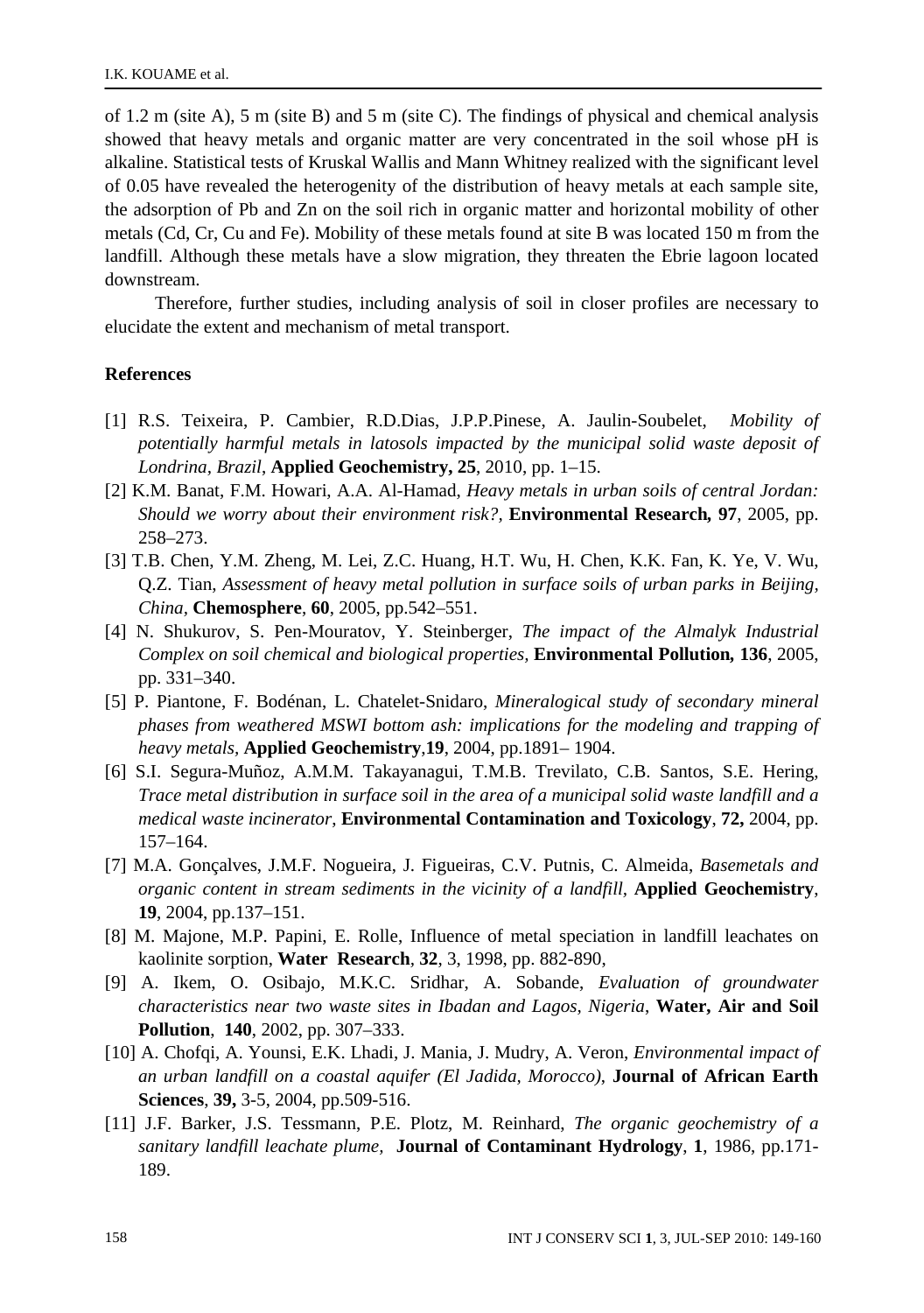of 1.2 m (site A), 5 m (site B) and 5 m (site C). The findings of physical and chemical analysis showed that heavy metals and organic matter are very concentrated in the soil whose pH is alkaline. Statistical tests of Kruskal Wallis and Mann Whitney realized with the significant level of 0.05 have revealed the heterogenity of the distribution of heavy metals at each sample site, the adsorption of Pb and Zn on the soil rich in organic matter and horizontal mobility of other metals (Cd, Cr, Cu and Fe). Mobility of these metals found at site B was located 150 m from the landfill. Although these metals have a slow migration, they threaten the Ebrie lagoon located downstream.

Therefore, further studies, including analysis of soil in closer profiles are necessary to elucidate the extent and mechanism of metal transport.

## References

[1] R.S. Teixeira, P. Cambier, R.D.Dias, J.P.P.Pinese, A. Jaulin-Soubelet, *Mobility of potentially harmful metals in latosols impacted by the municipal solid waste deposit of Londrina, Brazil*, **Applied Geochemistry, 25**, 2010, pp. 1–15.

[2] K.M. Banat, F.M. Howari, A.A. Al-Hamad, *Heavy metals in urban soils of central Jordan: Should we worry about their environment risk?,* **Environmental Research, 97**, 2005, pp. 258–273.

[3] T.B. Chen, Y.M. Zheng, M. Lei, Z.C. Huang, H.T. Wu, H. Chen, K.K. Fan, K. Ye, V. Wu, Q.Z. Tian, *Assessment of heavy metal pollution in surface soils of urban parks in Beijing, China*, **Chemosphere**, **60**, 2005, pp.542–551.

[4] N. Shukurov, S. Pen-Mouratov, Y. Steinberger, *The impact of the Almalyk Industrial Complex on soil chemical and biological properties,* **Environmental Pollution, 136**, 2005, pp. 331–340.

[5] P. Piantone, F. Bodénan, L. Chatelet-Snidaro, *Mineralogical study of secondary mineral phases from weathered MSWI bottom ash: implications for the modeling and trapping of heavy metals*, **Applied Geochemistry**,**19**, 2004, pp.1891– 1904.

[6] S.I. Segura-Muñoz, A.M.M. Takayanagui, T.M.B. Trevilato, C.B. Santos, S.E. Hering, *Trace metal distribution in surface soil in the area of a municipal solid waste landfill and a medical waste incinerator,* **Environmental Contamination and Toxicology**, **72,** 2004, pp. 157–164.

[7] M.A. Gonçalves, J.M.F. Nogueira, J. Figueiras, C.V. Putnis, C. Almeida, *Basemetals and organic content in stream sediments in the vicinity of a landfill,* **Applied Geochemistry**, **19**, 2004, pp.137–151.

[8] M. Majone, M.P. Papini, E. Rolle, Influence of metal speciation in landfill leachates on kaolinite sorption, **Water Research**, **32**, 3, 1998, pp. 882-890,

[9] A. Ikem, O. Osibajo, M.K.C. Sridhar, A. Sobande, *Evaluation of groundwater characteristics near two waste sites in Ibadan and Lagos, Nigeria*, **Water, Air and Soil Pollution**, **140**, 2002, pp. 307–333.

[10] A. Chofqi, A. Younsi, E.K. Lhadi, J. Mania, J. Mudry, A. Veron, *Environmental impact of an urban landfill on a coastal aquifer (El Jadida, Morocco)*, **Journal of African Earth Sciences**, **39,** 3-5, 2004, pp.509-516.

[11] J.F. Barker, J.S. Tessmann, P.E. Plotz, M. Reinhard, *The organic geochemistry of a sanitary landfill leachate plume*, **Journal of Contaminant Hydrology**, **1**, 1986, pp.171-189.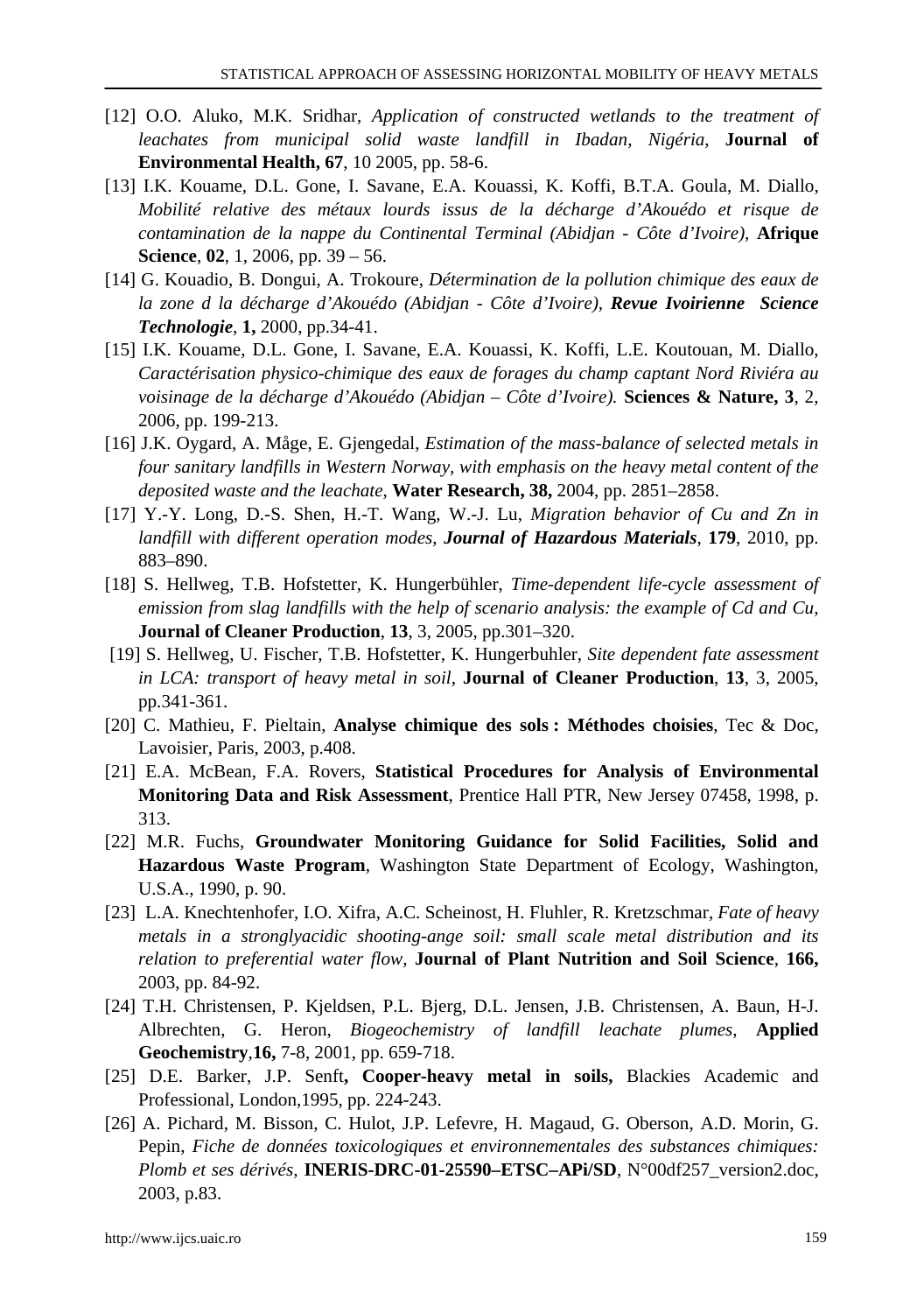[12] O.O. Aluko, M.K. Sridhar, *Application of constructed wetlands to the treatment of leachates from municipal solid waste landfill in Ibadan, Nigéria*, **Journal of Environmental Health, 67**, 10 2005, pp. 58-6.

[13] I.K. Kouame, D.L. Gone, I. Savane, E.A. Kouassi, K. Koffi, B.T.A. Goula, M. Diallo, *Mobilité relative des métaux lourds issus de la décharge d'Akouédo et risque de contamination de la nappe du Continental Terminal (Abidjan - Côte d'Ivoire)*, **Afrique Science**, **02**, 1, 2006, pp. 39 – 56.

[14] G. Kouadio, B. Dongui, A. Trokoure, *Détermination de la pollution chimique des eaux de la zone d la décharge d'Akouédo (Abidjan - Côte d'Ivoire)*, ***Revue Ivoirienne Science Technologie***, **1,** 2000, pp.34-41.

[15] I.K. Kouame, D.L. Gone, I. Savane, E.A. Kouassi, K. Koffi, L.E. Koutouan, M. Diallo, *Caractérisation physico-chimique des eaux de forages du champ captant Nord Riviéra au voisinage de la décharge d'Akouédo (Abidjan – Côte d'Ivoire).* **Sciences & Nature, 3**, 2, 2006, pp. 199-213.

[16] J.K. Oygard, A. Måge, E. Gjengedal, *Estimation of the mass-balance of selected metals in four sanitary landfills in Western Norway, with emphasis on the heavy metal content of the deposited waste and the leachate*, **Water Research, 38,** 2004, pp. 2851–2858.

[17] Y.-Y. Long, D.-S. Shen, H.-T. Wang, W.-J. Lu, *Migration behavior of Cu and Zn in landfill with different operation modes*, ***Journal of Hazardous Materials***, **179**, 2010, pp. 883–890.

[18] S. Hellweg, T.B. Hofstetter, K. Hungerbühler, *Time-dependent life-cycle assessment of emission from slag landfills with the help of scenario analysis: the example of Cd and Cu*, **Journal of Cleaner Production**, **13**, 3, 2005, pp.301–320.

[19] S. Hellweg, U. Fischer, T.B. Hofstetter, K. Hungerbuhler, *Site dependent fate assessment in LCA: transport of heavy metal in soil*, **Journal of Cleaner Production**, **13**, 3, 2005, pp.341-361.

[20] C. Mathieu, F. Pieltain, **Analyse chimique des sols : Méthodes choisies**, Tec & Doc, Lavoisier, Paris, 2003, p.408.

[21] E.A. McBean, F.A. Rovers, **Statistical Procedures for Analysis of Environmental Monitoring Data and Risk Assessment**, Prentice Hall PTR, New Jersey 07458, 1998, p. 313.

[22] M.R. Fuchs, **Groundwater Monitoring Guidance for Solid Facilities, Solid and Hazardous Waste Program**, Washington State Department of Ecology, Washington, U.S.A., 1990, p. 90.

[23] L.A. Knechtenhofer, I.O. Xifra, A.C. Scheinost, H. Fluhler, R. Kretzschmar, *Fate of heavy metals in a stronglyacidic shooting-ange soil: small scale metal distribution and its relation to preferential water flow*, **Journal of Plant Nutrition and Soil Science**, **166,** 2003, pp. 84-92.

[24] T.H. Christensen, P. Kjeldsen, P.L. Bjerg, D.L. Jensen, J.B. Christensen, A. Baun, H-J. Albrechten, G. Heron, *Biogeochemistry of landfill leachate plumes*, **Applied Geochemistry**,**16,** 7-8, 2001, pp. 659-718.

[25] D.E. Barker, J.P. Senft**, Cooper-heavy metal in soils,** Blackies Academic and Professional, London,1995, pp. 224-243.

[26] A. Pichard, M. Bisson, C. Hulot, J.P. Lefevre, H. Magaud, G. Oberson, A.D. Morin, G. Pepin, *Fiche de données toxicologiques et environnementales des substances chimiques: Plomb et ses dérivés*, **INERIS-DRC-01-25590–ETSC–APi/SD**, N°00df257_version2.doc, 2003, p.83.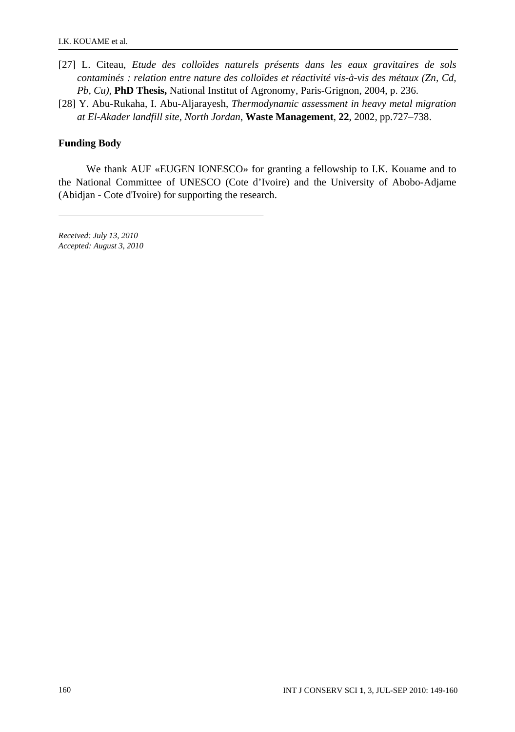[27] L. Citeau, *Etude des colloïdes naturels présents dans les eaux gravitaires de sols contaminés : relation entre nature des colloïdes et réactivité vis-à-vis des métaux (Zn, Cd, Pb, Cu)*, **PhD Thesis,** National Institut of Agronomy, Paris-Grignon, 2004, p. 236.

[28] Y. Abu-Rukaha, I. Abu-Aljarayesh, *Thermodynamic assessment in heavy metal migration at El-Akader landfill site, North Jordan*, **Waste Management**, **22**, 2002, pp.727–738.

## Funding Body

We thank AUF «EUGEN IONESCO» for granting a fellowship to I.K. Kouame and to the National Committee of UNESCO (Cote d'Ivoire) and the University of Abobo-Adjame (Abidjan - Cote d'Ivoire) for supporting the research.

---

*Received: July 13, 2010*
*Accepted: August 3, 2010*